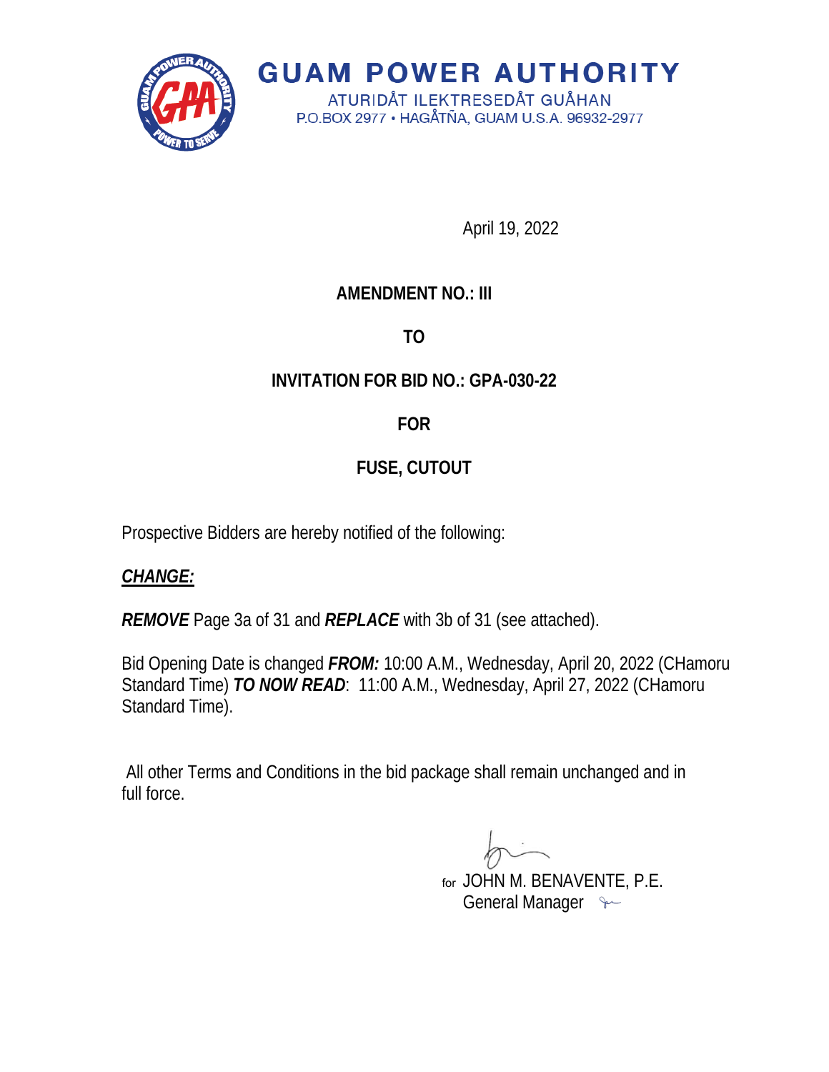# GUAM POWER AUTHORITY

ATURIDÅT ILEKTRESEDÅT GUÅHAN
P.O.BOX 2977 • HAGÅTÑA, GUAM U.S.A. 96932-2977

April 19, 2022

**AMENDMENT NO.: III**

**TO**

**INVITATION FOR BID NO.: GPA-030-22**

**FOR**

**FUSE, CUTOUT**

Prospective Bidders are hereby notified of the following:

***CHANGE:***

***REMOVE*** Page 3a of 31 and ***REPLACE*** with 3b of 31 (see attached).

Bid Opening Date is changed ***FROM:*** 10:00 A.M., Wednesday, April 20, 2022 (CHamoru Standard Time) ***TO NOW READ***: 11:00 A.M., Wednesday, April 27, 2022 (CHamoru Standard Time).

All other Terms and Conditions in the bid package shall remain unchanged and in full force.

for JOHN M. BENAVENTE, P.E.
General Manager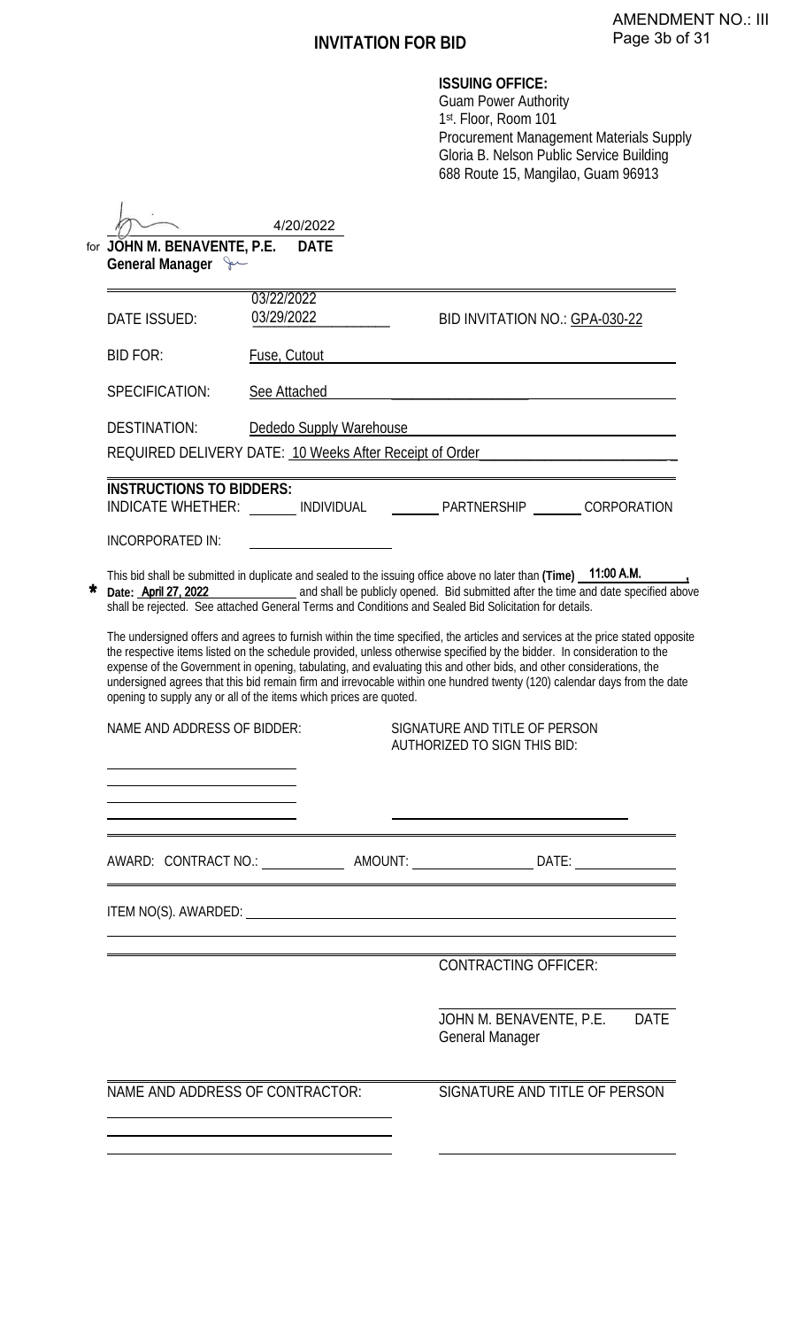AMENDMENT NO.: III

# INVITATION FOR BID

**ISSUING OFFICE:**
Guam Power Authority
1st. Floor, Room 101
Procurement Management Materials Supply
Gloria B. Nelson Public Service Building
688 Route 15, Mangilao, Guam 96913

4/20/2022
for **JOHN M. BENAVENTE, P.E.** **DATE**
**General Manager**

DATE ISSUED: ~~03/22/2022~~ 03/29/2022 BID INVITATION NO.: GPA-030-22

BID FOR: Fuse, Cutout

SPECIFICATION: See Attached

DESTINATION: Dededo Supply Warehouse

REQUIRED DELIVERY DATE: 10 Weeks After Receipt of Order

**INSTRUCTIONS TO BIDDERS:**
INDICATE WHETHER: ______ INDIVIDUAL ______ PARTNERSHIP ______ CORPORATION

INCORPORATED IN: ____________________

\* This bid shall be submitted in duplicate and sealed to the issuing office above no later than **(Time)** **11:00 A.M.**, **Date: April 27, 2022** and shall be publicly opened. Bid submitted after the time and date specified above shall be rejected. See attached General Terms and Conditions and Sealed Bid Solicitation for details.

The undersigned offers and agrees to furnish within the time specified, the articles and services at the price stated opposite the respective items listed on the schedule provided, unless otherwise specified by the bidder. In consideration to the expense of the Government in opening, tabulating, and evaluating this and other bids, and other considerations, the undersigned agrees that this bid remain firm and irrevocable within one hundred twenty (120) calendar days from the date opening to supply any or all of the items which prices are quoted.

NAME AND ADDRESS OF BIDDER: ____________________

SIGNATURE AND TITLE OF PERSON AUTHORIZED TO SIGN THIS BID: ____________________

AWARD: CONTRACT NO.: __________ AMOUNT: __________ DATE: __________

ITEM NO(S). AWARDED: ____________________

CONTRACTING OFFICER:

JOHN M. BENAVENTE, P.E. DATE
General Manager

NAME AND ADDRESS OF CONTRACTOR: ____________________

SIGNATURE AND TITLE OF PERSON ____________________